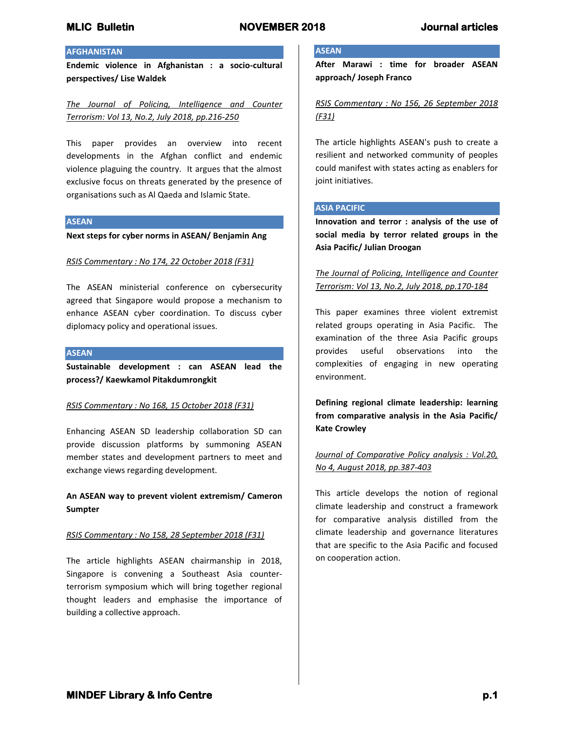## AFGHANISTAN

**Endemic violence in Afghanistan : a socio-cultural perspectives/ Lise Waldek**

*The Journal of Policing, Intelligence and Counter Terrorism: Vol 13, No.2, July 2018, pp.216-250*

This paper provides an overview into recent developments in the Afghan conflict and endemic violence plaguing the country. It argues that the almost exclusive focus on threats generated by the presence of organisations such as Al Qaeda and Islamic State.

## ASEAN

**Next steps for cyber norms in ASEAN/ Benjamin Ang**

*RSIS Commentary : No 174, 22 October 2018 (F31)*

The ASEAN ministerial conference on cybersecurity agreed that Singapore would propose a mechanism to enhance ASEAN cyber coordination. To discuss cyber diplomacy policy and operational issues.

## ASEAN

**Sustainable development : can ASEAN lead the process?/ Kaewkamol Pitakdumrongkit**

*RSIS Commentary : No 168, 15 October 2018 (F31)*

Enhancing ASEAN SD leadership collaboration SD can provide discussion platforms by summoning ASEAN member states and development partners to meet and exchange views regarding development.

**An ASEAN way to prevent violent extremism/ Cameron Sumpter**

*RSIS Commentary : No 158, 28 September 2018 (F31)*

The article highlights ASEAN chairmanship in 2018, Singapore is convening a Southeast Asia counter-terrorism symposium which will bring together regional thought leaders and emphasise the importance of building a collective approach.

## ASEAN

**After Marawi : time for broader ASEAN approach/ Joseph Franco**

*RSIS Commentary : No 156, 26 September 2018 (F31)*

The article highlights ASEAN's push to create a resilient and networked community of peoples could manifest with states acting as enablers for joint initiatives.

## ASIA PACIFIC

**Innovation and terror : analysis of the use of social media by terror related groups in the Asia Pacific/ Julian Droogan**

*The Journal of Policing, Intelligence and Counter Terrorism: Vol 13, No.2, July 2018, pp.170-184*

This paper examines three violent extremist related groups operating in Asia Pacific. The examination of the three Asia Pacific groups provides useful observations into the complexities of engaging in new operating environment.

**Defining regional climate leadership: learning from comparative analysis in the Asia Pacific/ Kate Crowley**

*Journal of Comparative Policy analysis : Vol.20, No 4, August 2018, pp.387-403*

This article develops the notion of regional climate leadership and construct a framework for comparative analysis distilled from the climate leadership and governance literatures that are specific to the Asia Pacific and focused on cooperation action.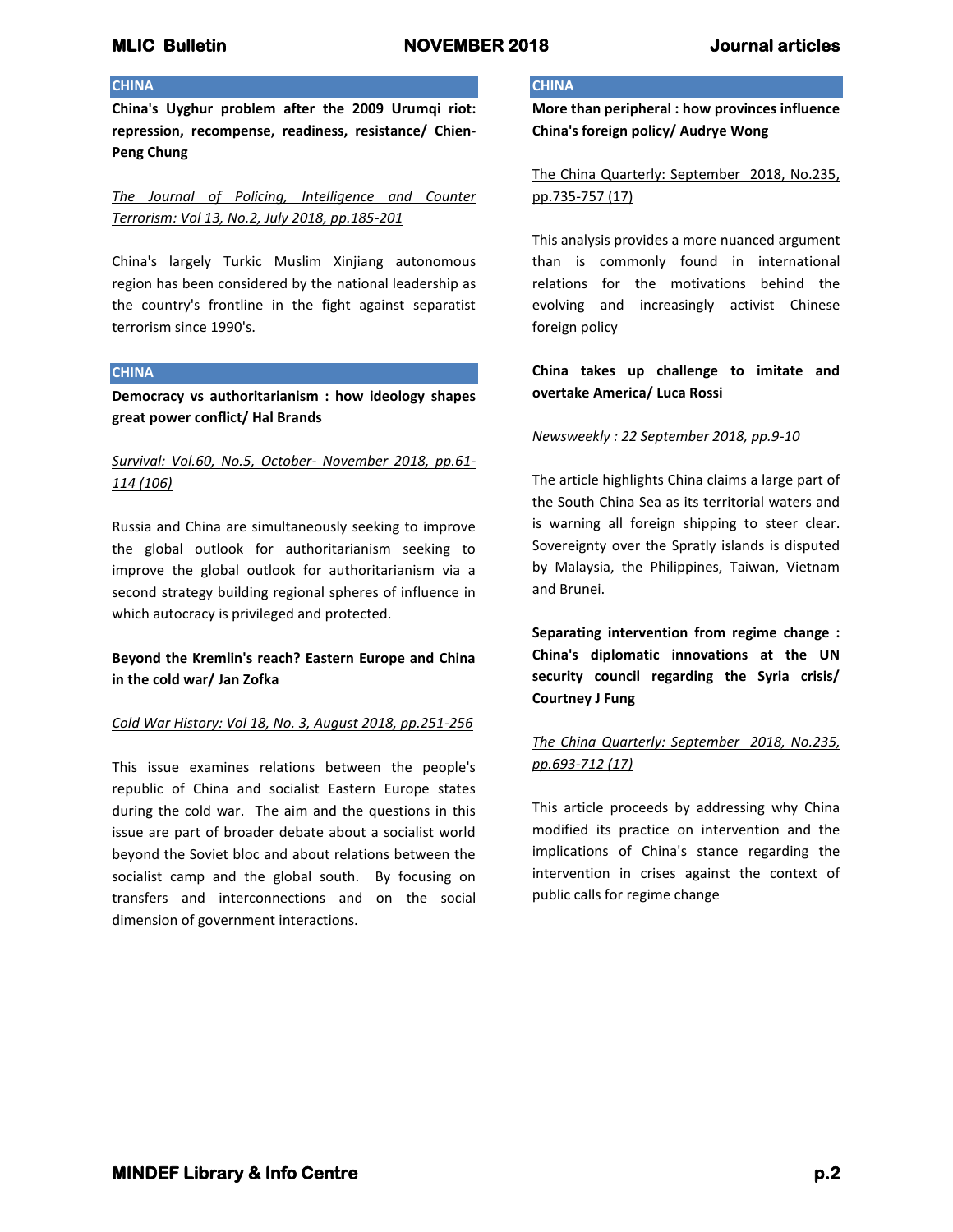## CHINA

**China's Uyghur problem after the 2009 Urumqi riot: repression, recompense, readiness, resistance/ Chien-Peng Chung**

*The Journal of Policing, Intelligence and Counter Terrorism: Vol 13, No.2, July 2018, pp.185-201*

China's largely Turkic Muslim Xinjiang autonomous region has been considered by the national leadership as the country's frontline in the fight against separatist terrorism since 1990's.

## CHINA

**Democracy vs authoritarianism : how ideology shapes great power conflict/ Hal Brands**

*Survival: Vol.60, No.5, October- November 2018, pp.61-114 (106)*

Russia and China are simultaneously seeking to improve the global outlook for authoritarianism seeking to improve the global outlook for authoritarianism via a second strategy building regional spheres of influence in which autocracy is privileged and protected.

**Beyond the Kremlin's reach? Eastern Europe and China in the cold war/ Jan Zofka**

*Cold War History: Vol 18, No. 3, August 2018, pp.251-256*

This issue examines relations between the people's republic of China and socialist Eastern Europe states during the cold war. The aim and the questions in this issue are part of broader debate about a socialist world beyond the Soviet bloc and about relations between the socialist camp and the global south. By focusing on transfers and interconnections and on the social dimension of government interactions.

## CHINA

**More than peripheral : how provinces influence China's foreign policy/ Audrye Wong**

The China Quarterly: September 2018, No.235, pp.735-757 (17)

This analysis provides a more nuanced argument than is commonly found in international relations for the motivations behind the evolving and increasingly activist Chinese foreign policy

**China takes up challenge to imitate and overtake America/ Luca Rossi**

*Newsweekly : 22 September 2018, pp.9-10*

The article highlights China claims a large part of the South China Sea as its territorial waters and is warning all foreign shipping to steer clear. Sovereignty over the Spratly islands is disputed by Malaysia, the Philippines, Taiwan, Vietnam and Brunei.

**Separating intervention from regime change : China's diplomatic innovations at the UN security council regarding the Syria crisis/ Courtney J Fung**

*The China Quarterly: September 2018, No.235, pp.693-712 (17)*

This article proceeds by addressing why China modified its practice on intervention and the implications of China's stance regarding the intervention in crises against the context of public calls for regime change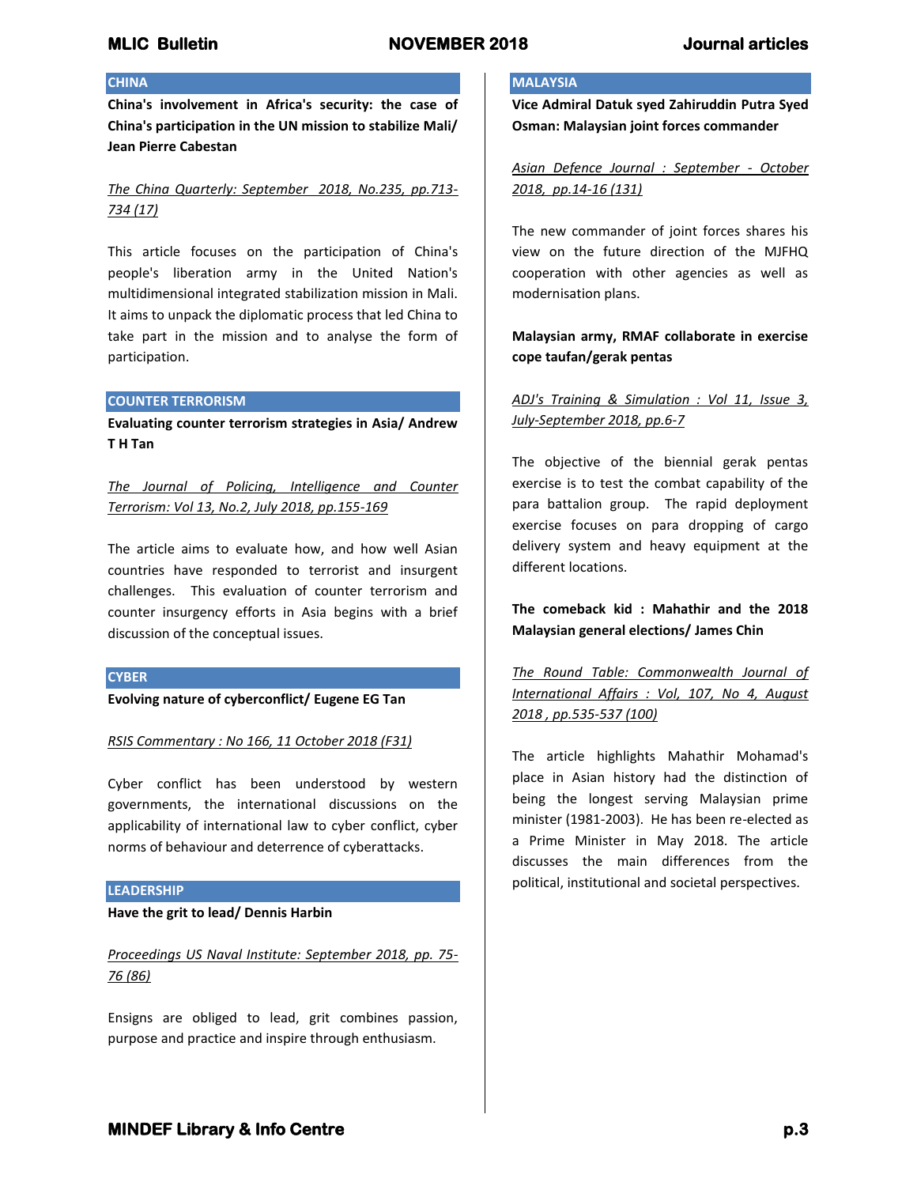## CHINA

**China's involvement in Africa's security: the case of China's participation in the UN mission to stabilize Mali/ Jean Pierre Cabestan**

*The China Quarterly: September 2018, No.235, pp.713-734 (17)*

This article focuses on the participation of China's people's liberation army in the United Nation's multidimensional integrated stabilization mission in Mali. It aims to unpack the diplomatic process that led China to take part in the mission and to analyse the form of participation.

## COUNTER TERRORISM

**Evaluating counter terrorism strategies in Asia/ Andrew T H Tan**

*The Journal of Policing, Intelligence and Counter Terrorism: Vol 13, No.2, July 2018, pp.155-169*

The article aims to evaluate how, and how well Asian countries have responded to terrorist and insurgent challenges. This evaluation of counter terrorism and counter insurgency efforts in Asia begins with a brief discussion of the conceptual issues.

## CYBER

**Evolving nature of cyberconflict/ Eugene EG Tan**

*RSIS Commentary : No 166, 11 October 2018 (F31)*

Cyber conflict has been understood by western governments, the international discussions on the applicability of international law to cyber conflict, cyber norms of behaviour and deterrence of cyberattacks.

## LEADERSHIP

**Have the grit to lead/ Dennis Harbin**

*Proceedings US Naval Institute: September 2018, pp. 75-76 (86)*

Ensigns are obliged to lead, grit combines passion, purpose and practice and inspire through enthusiasm.

## MALAYSIA

**Vice Admiral Datuk syed Zahiruddin Putra Syed Osman: Malaysian joint forces commander**

*Asian Defence Journal : September - October 2018, pp.14-16 (131)*

The new commander of joint forces shares his view on the future direction of the MJFHQ cooperation with other agencies as well as modernisation plans.

**Malaysian army, RMAF collaborate in exercise cope taufan/gerak pentas**

*ADJ's Training & Simulation : Vol 11, Issue 3, July-September 2018, pp.6-7*

The objective of the biennial gerak pentas exercise is to test the combat capability of the para battalion group. The rapid deployment exercise focuses on para dropping of cargo delivery system and heavy equipment at the different locations.

**The comeback kid : Mahathir and the 2018 Malaysian general elections/ James Chin**

*The Round Table: Commonwealth Journal of International Affairs : Vol, 107, No 4, August 2018 , pp.535-537 (100)*

The article highlights Mahathir Mohamad's place in Asian history had the distinction of being the longest serving Malaysian prime minister (1981-2003). He has been re-elected as a Prime Minister in May 2018. The article discusses the main differences from the political, institutional and societal perspectives.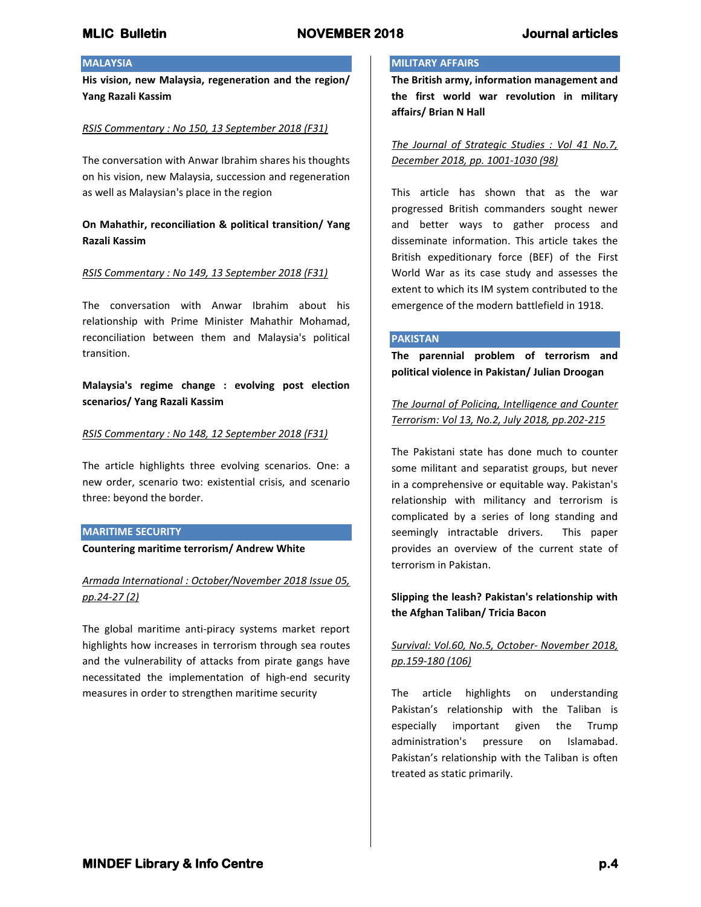## MALAYSIA

**His vision, new Malaysia, regeneration and the region/ Yang Razali Kassim**

*RSIS Commentary : No 150, 13 September 2018 (F31)*

The conversation with Anwar Ibrahim shares his thoughts on his vision, new Malaysia, succession and regeneration as well as Malaysian's place in the region

**On Mahathir, reconciliation & political transition/ Yang Razali Kassim**

*RSIS Commentary : No 149, 13 September 2018 (F31)*

The conversation with Anwar Ibrahim about his relationship with Prime Minister Mahathir Mohamad, reconciliation between them and Malaysia's political transition.

**Malaysia's regime change : evolving post election scenarios/ Yang Razali Kassim**

*RSIS Commentary : No 148, 12 September 2018 (F31)*

The article highlights three evolving scenarios. One: a new order, scenario two: existential crisis, and scenario three: beyond the border.

## MARITIME SECURITY

**Countering maritime terrorism/ Andrew White**

*Armada International : October/November 2018 Issue 05, pp.24-27 (2)*

The global maritime anti-piracy systems market report highlights how increases in terrorism through sea routes and the vulnerability of attacks from pirate gangs have necessitated the implementation of high-end security measures in order to strengthen maritime security

## MILITARY AFFAIRS

**The British army, information management and the first world war revolution in military affairs/ Brian N Hall**

*The Journal of Strategic Studies : Vol 41 No.7, December 2018, pp. 1001-1030 (98)*

This article has shown that as the war progressed British commanders sought newer and better ways to gather process and disseminate information. This article takes the British expeditionary force (BEF) of the First World War as its case study and assesses the extent to which its IM system contributed to the emergence of the modern battlefield in 1918.

## PAKISTAN

**The parennial problem of terrorism and political violence in Pakistan/ Julian Droogan**

*The Journal of Policing, Intelligence and Counter Terrorism: Vol 13, No.2, July 2018, pp.202-215*

The Pakistani state has done much to counter some militant and separatist groups, but never in a comprehensive or equitable way. Pakistan's relationship with militancy and terrorism is complicated by a series of long standing and seemingly intractable drivers. This paper provides an overview of the current state of terrorism in Pakistan.

**Slipping the leash? Pakistan's relationship with the Afghan Taliban/ Tricia Bacon**

*Survival: Vol.60, No.5, October- November 2018, pp.159-180 (106)*

The article highlights on understanding Pakistan's relationship with the Taliban is especially important given the Trump administration's pressure on Islamabad. Pakistan's relationship with the Taliban is often treated as static primarily.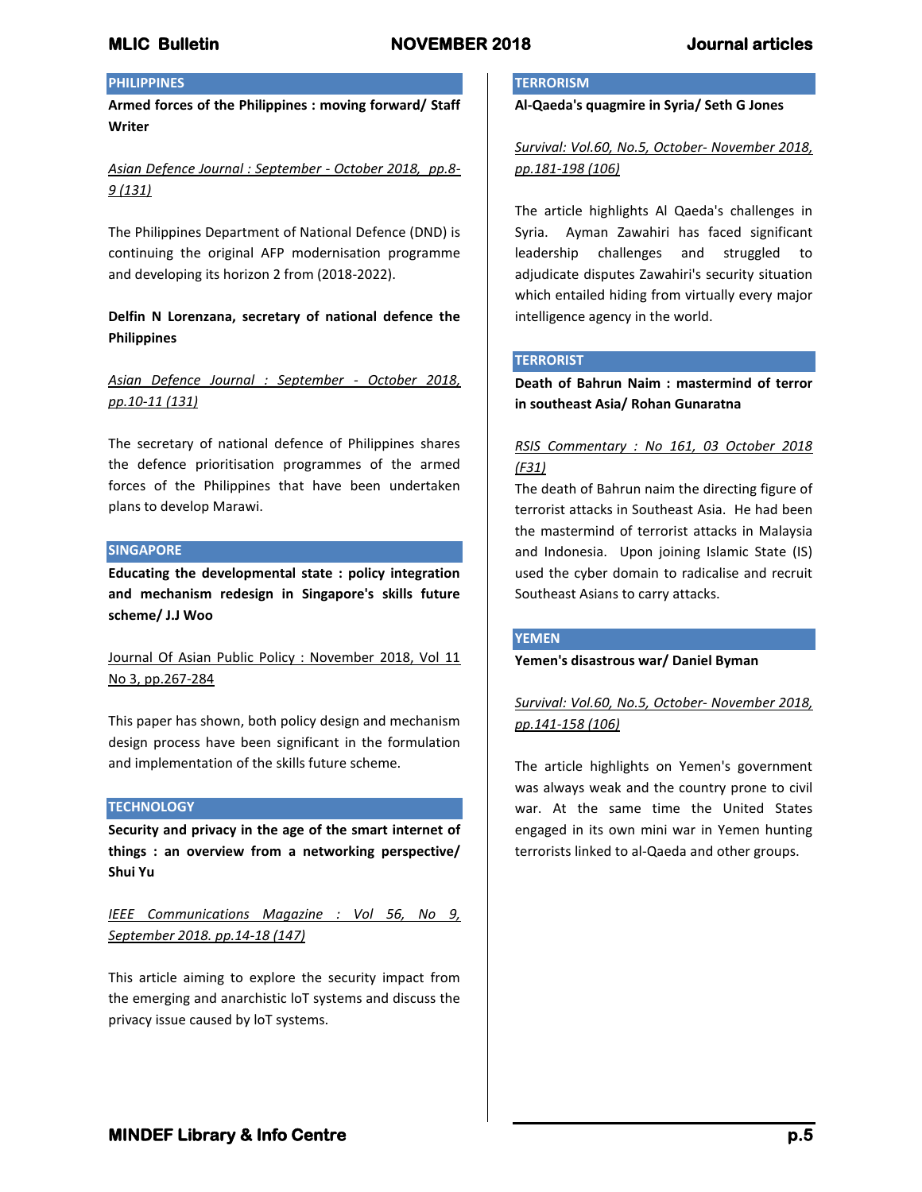## PHILIPPINES

**Armed forces of the Philippines : moving forward/ Staff Writer**

*Asian Defence Journal : September - October 2018, pp.8-9 (131)*

The Philippines Department of National Defence (DND) is continuing the original AFP modernisation programme and developing its horizon 2 from (2018-2022).

**Delfin N Lorenzana, secretary of national defence the Philippines**

*Asian Defence Journal : September - October 2018, pp.10-11 (131)*

The secretary of national defence of Philippines shares the defence prioritisation programmes of the armed forces of the Philippines that have been undertaken plans to develop Marawi.

## SINGAPORE

**Educating the developmental state : policy integration and mechanism redesign in Singapore's skills future scheme/ J.J Woo**

Journal Of Asian Public Policy : November 2018, Vol 11 No 3, pp.267-284

This paper has shown, both policy design and mechanism design process have been significant in the formulation and implementation of the skills future scheme.

## TECHNOLOGY

**Security and privacy in the age of the smart internet of things : an overview from a networking perspective/ Shui Yu**

*IEEE Communications Magazine : Vol 56, No 9, September 2018. pp.14-18 (147)*

This article aiming to explore the security impact from the emerging and anarchistic IoT systems and discuss the privacy issue caused by IoT systems.

## TERRORISM

**Al-Qaeda's quagmire in Syria/ Seth G Jones**

*Survival: Vol.60, No.5, October- November 2018, pp.181-198 (106)*

The article highlights Al Qaeda's challenges in Syria. Ayman Zawahiri has faced significant leadership challenges and struggled to adjudicate disputes Zawahiri's security situation which entailed hiding from virtually every major intelligence agency in the world.

## TERRORIST

**Death of Bahrun Naim : mastermind of terror in southeast Asia/ Rohan Gunaratna**

*RSIS Commentary : No 161, 03 October 2018 (F31)*

The death of Bahrun naim the directing figure of terrorist attacks in Southeast Asia. He had been the mastermind of terrorist attacks in Malaysia and Indonesia. Upon joining Islamic State (IS) used the cyber domain to radicalise and recruit Southeast Asians to carry attacks.

## YEMEN

**Yemen's disastrous war/ Daniel Byman**

*Survival: Vol.60, No.5, October- November 2018, pp.141-158 (106)*

The article highlights on Yemen's government was always weak and the country prone to civil war. At the same time the United States engaged in its own mini war in Yemen hunting terrorists linked to al-Qaeda and other groups.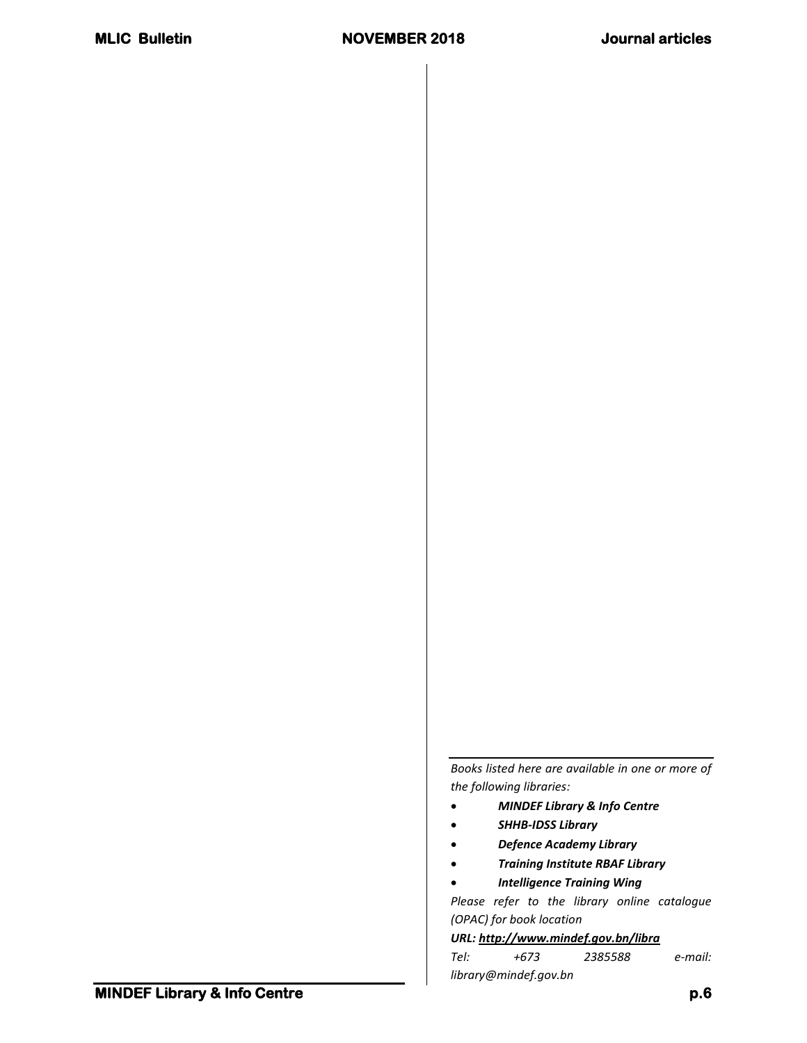*Books listed here are available in one or more of the following libraries:*

- ***MINDEF Library & Info Centre***
- ***SHHB-IDSS Library***
- ***Defence Academy Library***
- ***Training Institute RBAF Library***
- ***Intelligence Training Wing***

*Please refer to the library online catalogue (OPAC) for book location*

***URL: http://www.mindef.gov.bn/libra***

*Tel: +673 2385588 e-mail: library@mindef.gov.bn*